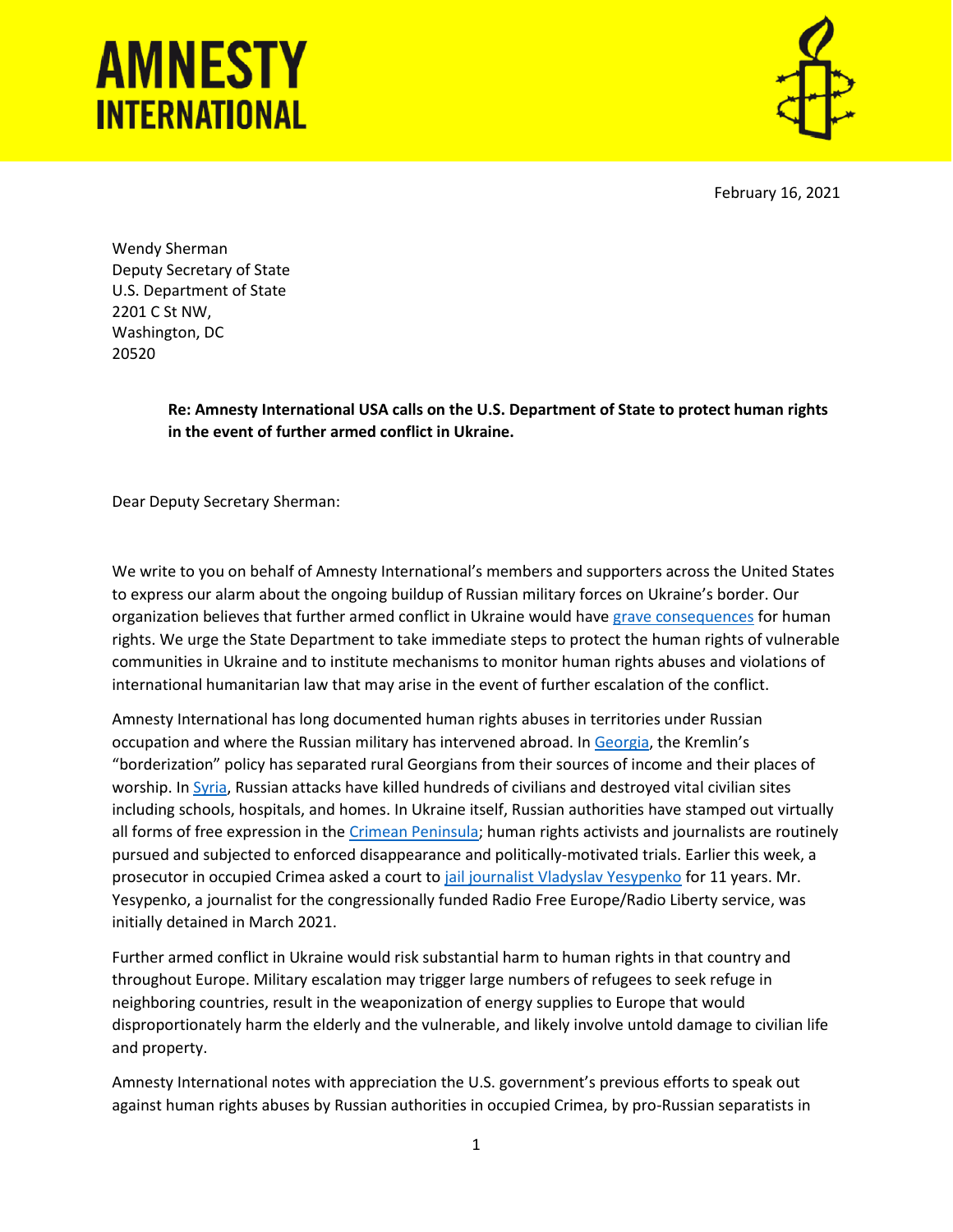**AMNESTY INTERNATIONAL**

February 16, 2021

Wendy Sherman
Deputy Secretary of State
U.S. Department of State
2201 C St NW,
Washington, DC
20520

**Re: Amnesty International USA calls on the U.S. Department of State to protect human rights in the event of further armed conflict in Ukraine.**

Dear Deputy Secretary Sherman:

We write to you on behalf of Amnesty International's members and supporters across the United States to express our alarm about the ongoing buildup of Russian military forces on Ukraine's border. Our organization believes that further armed conflict in Ukraine would have grave consequences for human rights. We urge the State Department to take immediate steps to protect the human rights of vulnerable communities in Ukraine and to institute mechanisms to monitor human rights abuses and violations of international humanitarian law that may arise in the event of further escalation of the conflict.

Amnesty International has long documented human rights abuses in territories under Russian occupation and where the Russian military has intervened abroad. In Georgia, the Kremlin's "borderization" policy has separated rural Georgians from their sources of income and their places of worship. In Syria, Russian attacks have killed hundreds of civilians and destroyed vital civilian sites including schools, hospitals, and homes. In Ukraine itself, Russian authorities have stamped out virtually all forms of free expression in the Crimean Peninsula; human rights activists and journalists are routinely pursued and subjected to enforced disappearance and politically-motivated trials. Earlier this week, a prosecutor in occupied Crimea asked a court to jail journalist Vladyslav Yesypenko for 11 years. Mr. Yesypenko, a journalist for the congressionally funded Radio Free Europe/Radio Liberty service, was initially detained in March 2021.

Further armed conflict in Ukraine would risk substantial harm to human rights in that country and throughout Europe. Military escalation may trigger large numbers of refugees to seek refuge in neighboring countries, result in the weaponization of energy supplies to Europe that would disproportionately harm the elderly and the vulnerable, and likely involve untold damage to civilian life and property.

Amnesty International notes with appreciation the U.S. government's previous efforts to speak out against human rights abuses by Russian authorities in occupied Crimea, by pro-Russian separatists in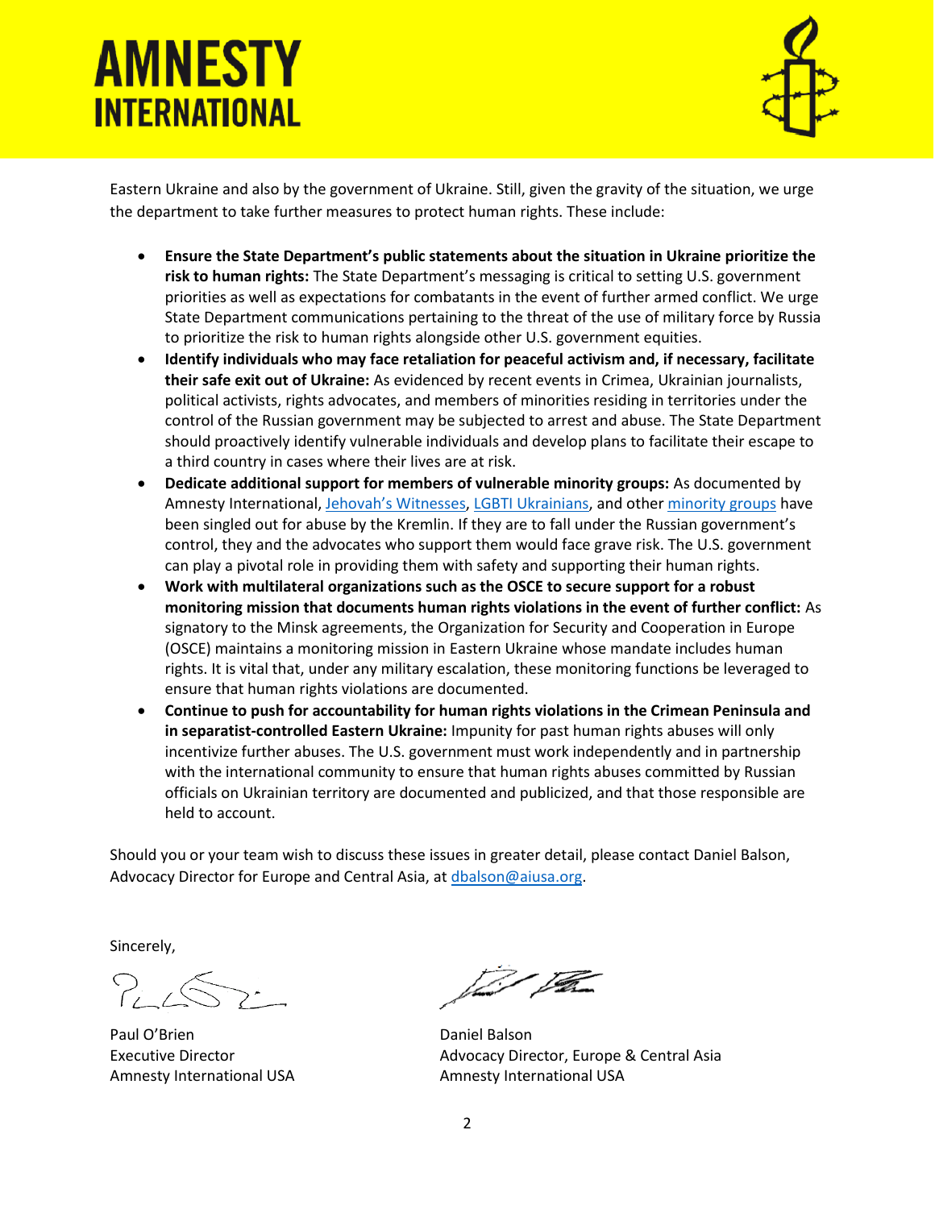Eastern Ukraine and also by the government of Ukraine. Still, given the gravity of the situation, we urge the department to take further measures to protect human rights. These include:

- **Ensure the State Department's public statements about the situation in Ukraine prioritize the risk to human rights:** The State Department's messaging is critical to setting U.S. government priorities as well as expectations for combatants in the event of further armed conflict. We urge State Department communications pertaining to the threat of the use of military force by Russia to prioritize the risk to human rights alongside other U.S. government equities.
- **Identify individuals who may face retaliation for peaceful activism and, if necessary, facilitate their safe exit out of Ukraine:** As evidenced by recent events in Crimea, Ukrainian journalists, political activists, rights advocates, and members of minorities residing in territories under the control of the Russian government may be subjected to arrest and abuse. The State Department should proactively identify vulnerable individuals and develop plans to facilitate their escape to a third country in cases where their lives are at risk.
- **Dedicate additional support for members of vulnerable minority groups:** As documented by Amnesty International, Jehovah's Witnesses, LGBTI Ukrainians, and other minority groups have been singled out for abuse by the Kremlin. If they are to fall under the Russian government's control, they and the advocates who support them would face grave risk. The U.S. government can play a pivotal role in providing them with safety and supporting their human rights.
- **Work with multilateral organizations such as the OSCE to secure support for a robust monitoring mission that documents human rights violations in the event of further conflict:** As signatory to the Minsk agreements, the Organization for Security and Cooperation in Europe (OSCE) maintains a monitoring mission in Eastern Ukraine whose mandate includes human rights. It is vital that, under any military escalation, these monitoring functions be leveraged to ensure that human rights violations are documented.
- **Continue to push for accountability for human rights violations in the Crimean Peninsula and in separatist-controlled Eastern Ukraine:** Impunity for past human rights abuses will only incentivize further abuses. The U.S. government must work independently and in partnership with the international community to ensure that human rights abuses committed by Russian officials on Ukrainian territory are documented and publicized, and that those responsible are held to account.

Should you or your team wish to discuss these issues in greater detail, please contact Daniel Balson, Advocacy Director for Europe and Central Asia, at dbalson@aiusa.org.

Sincerely,

Paul O'Brien
Executive Director
Amnesty International USA

Daniel Balson
Advocacy Director, Europe & Central Asia
Amnesty International USA